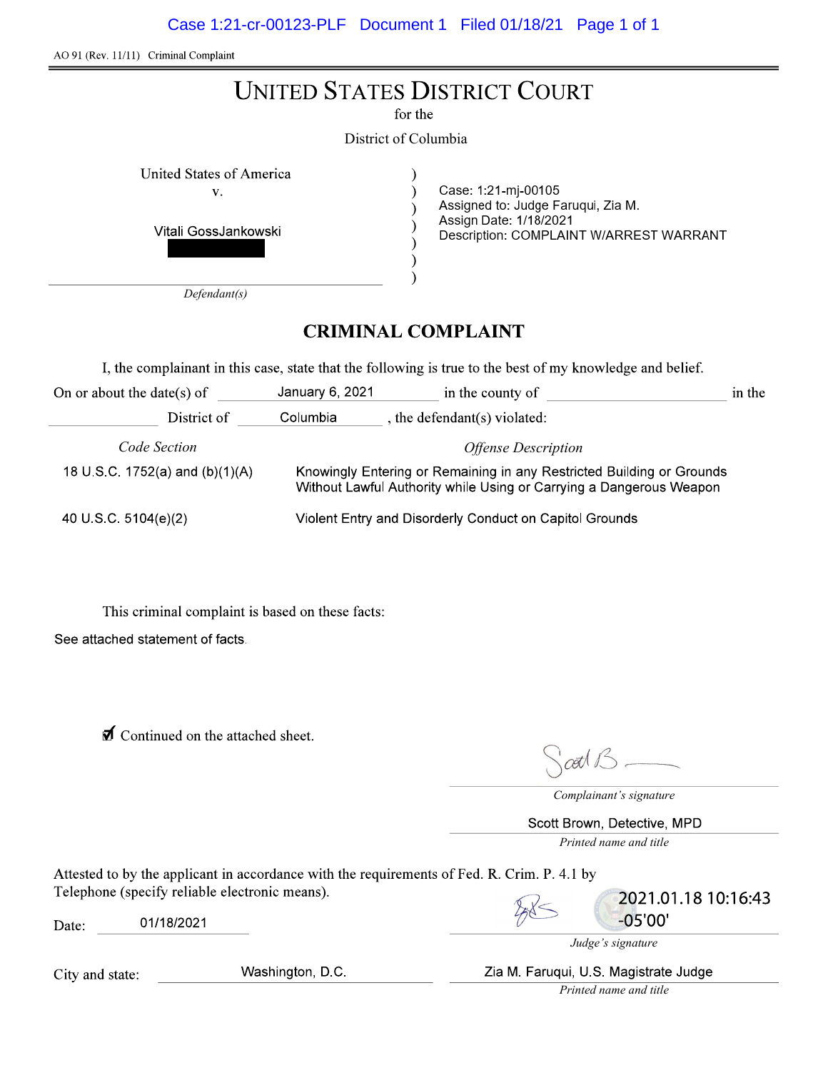AO 91 (Rev. 11/11) Criminal Complaint

# UNITED STATES DISTRICT COURT

for the

District of Columbia

United States of America
v.

Vitali GossJankowski

Defendant(s)

Case: 1:21-mj-00105
Assigned to: Judge Faruqui, Zia M.
Assign Date: 1/18/2021
Description: COMPLAINT W/ARREST WARRANT

## CRIMINAL COMPLAINT

I, the complainant in this case, state that the following is true to the best of my knowledge and belief.

On or about the date(s) of January 6, 2021 in the county of ______ in the ______ District of Columbia, the defendant(s) violated:

| *Code Section* | *Offense Description* |
|---|---|
| 18 U.S.C. 1752(a) and (b)(1)(A) | Knowingly Entering or Remaining in any Restricted Building or Grounds Without Lawful Authority while Using or Carrying a Dangerous Weapon |
| 40 U.S.C. 5104(e)(2) | Violent Entry and Disorderly Conduct on Capitol Grounds |

This criminal complaint is based on these facts:

See attached statement of facts.

☑ Continued on the attached sheet.

*Complainant's signature*

Scott Brown, Detective, MPD

*Printed name and title*

Attested to by the applicant in accordance with the requirements of Fed. R. Crim. P. 4.1 by Telephone (specify reliable electronic means).

Date: 01/18/2021

2021.01.18 10:16:43 -05'00'

*Judge's signature*

City and state: Washington, D.C.

Zia M. Faruqui, U.S. Magistrate Judge

*Printed name and title*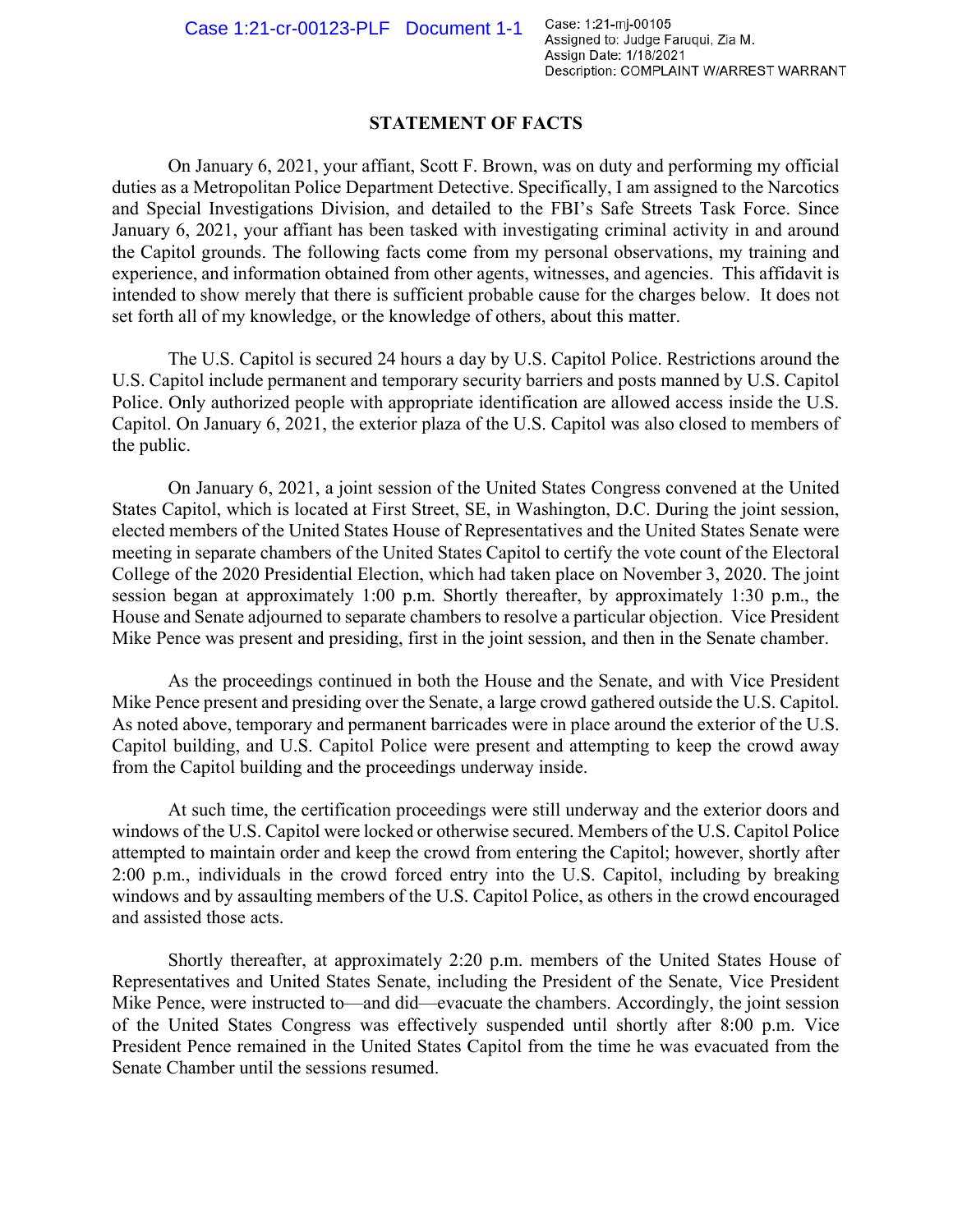Case: 1:21-mj-00105
Assigned to: Judge Faruqui, Zia M.
Assign Date: 1/18/2021
Description: COMPLAINT W/ARREST WARRANT

## STATEMENT OF FACTS

On January 6, 2021, your affiant, Scott F. Brown, was on duty and performing my official duties as a Metropolitan Police Department Detective. Specifically, I am assigned to the Narcotics and Special Investigations Division, and detailed to the FBI's Safe Streets Task Force. Since January 6, 2021, your affiant has been tasked with investigating criminal activity in and around the Capitol grounds. The following facts come from my personal observations, my training and experience, and information obtained from other agents, witnesses, and agencies. This affidavit is intended to show merely that there is sufficient probable cause for the charges below. It does not set forth all of my knowledge, or the knowledge of others, about this matter.

The U.S. Capitol is secured 24 hours a day by U.S. Capitol Police. Restrictions around the U.S. Capitol include permanent and temporary security barriers and posts manned by U.S. Capitol Police. Only authorized people with appropriate identification are allowed access inside the U.S. Capitol. On January 6, 2021, the exterior plaza of the U.S. Capitol was also closed to members of the public.

On January 6, 2021, a joint session of the United States Congress convened at the United States Capitol, which is located at First Street, SE, in Washington, D.C. During the joint session, elected members of the United States House of Representatives and the United States Senate were meeting in separate chambers of the United States Capitol to certify the vote count of the Electoral College of the 2020 Presidential Election, which had taken place on November 3, 2020. The joint session began at approximately 1:00 p.m. Shortly thereafter, by approximately 1:30 p.m., the House and Senate adjourned to separate chambers to resolve a particular objection. Vice President Mike Pence was present and presiding, first in the joint session, and then in the Senate chamber.

As the proceedings continued in both the House and the Senate, and with Vice President Mike Pence present and presiding over the Senate, a large crowd gathered outside the U.S. Capitol. As noted above, temporary and permanent barricades were in place around the exterior of the U.S. Capitol building, and U.S. Capitol Police were present and attempting to keep the crowd away from the Capitol building and the proceedings underway inside.

At such time, the certification proceedings were still underway and the exterior doors and windows of the U.S. Capitol were locked or otherwise secured. Members of the U.S. Capitol Police attempted to maintain order and keep the crowd from entering the Capitol; however, shortly after 2:00 p.m., individuals in the crowd forced entry into the U.S. Capitol, including by breaking windows and by assaulting members of the U.S. Capitol Police, as others in the crowd encouraged and assisted those acts.

Shortly thereafter, at approximately 2:20 p.m. members of the United States House of Representatives and United States Senate, including the President of the Senate, Vice President Mike Pence, were instructed to—and did—evacuate the chambers. Accordingly, the joint session of the United States Congress was effectively suspended until shortly after 8:00 p.m. Vice President Pence remained in the United States Capitol from the time he was evacuated from the Senate Chamber until the sessions resumed.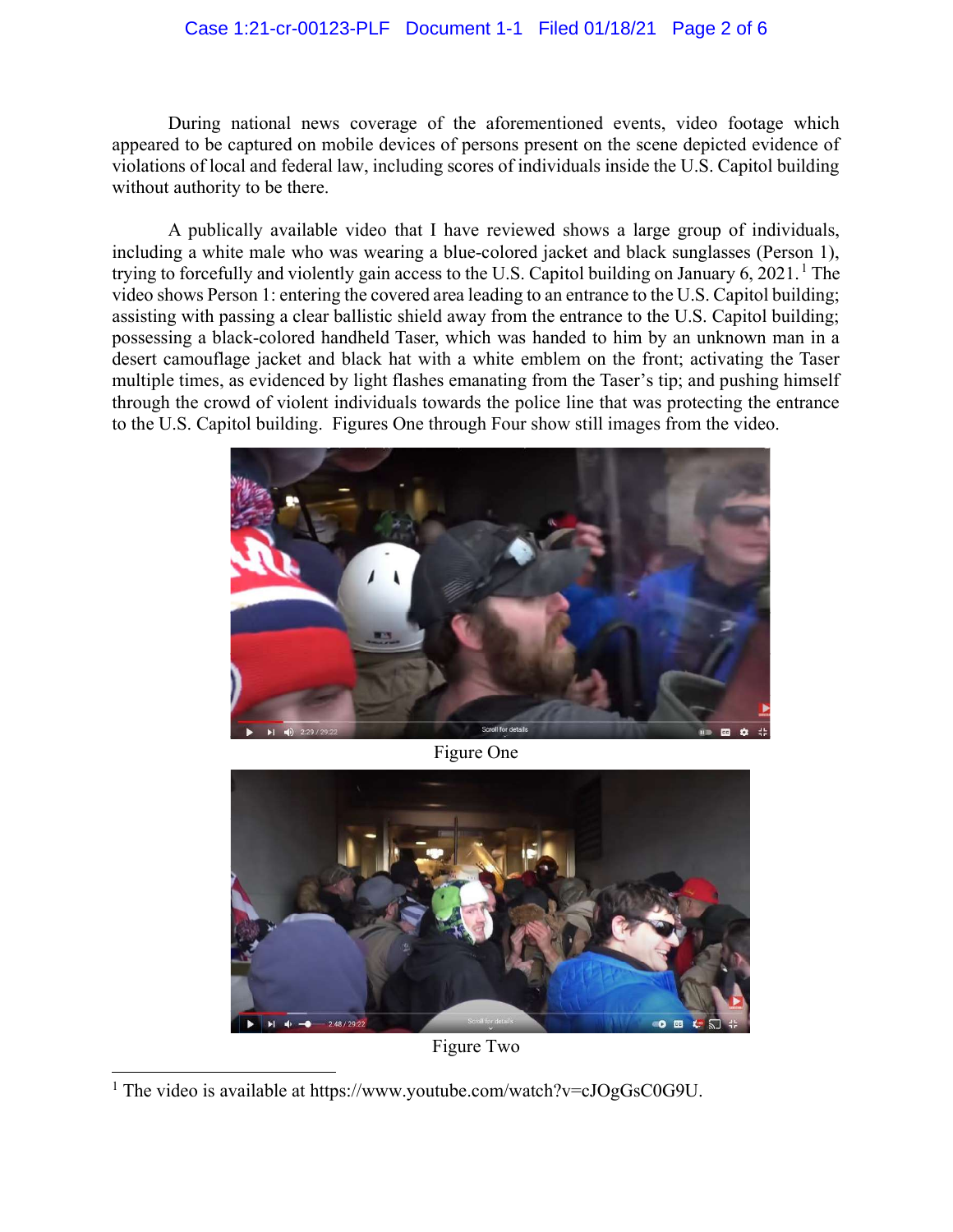During national news coverage of the aforementioned events, video footage which appeared to be captured on mobile devices of persons present on the scene depicted evidence of violations of local and federal law, including scores of individuals inside the U.S. Capitol building without authority to be there.

A publically available video that I have reviewed shows a large group of individuals, including a white male who was wearing a blue-colored jacket and black sunglasses (Person 1), trying to forcefully and violently gain access to the U.S. Capitol building on January 6, 2021.[1] The video shows Person 1: entering the covered area leading to an entrance to the U.S. Capitol building; assisting with passing a clear ballistic shield away from the entrance to the U.S. Capitol building; possessing a black-colored handheld Taser, which was handed to him by an unknown man in a desert camouflage jacket and black hat with a white emblem on the front; activating the Taser multiple times, as evidenced by light flashes emanating from the Taser's tip; and pushing himself through the crowd of violent individuals towards the police line that was protecting the entrance to the U.S. Capitol building. Figures One through Four show still images from the video.

Figure One

Figure Two

[1] The video is available at https://www.youtube.com/watch?v=cJOgGsC0G9U.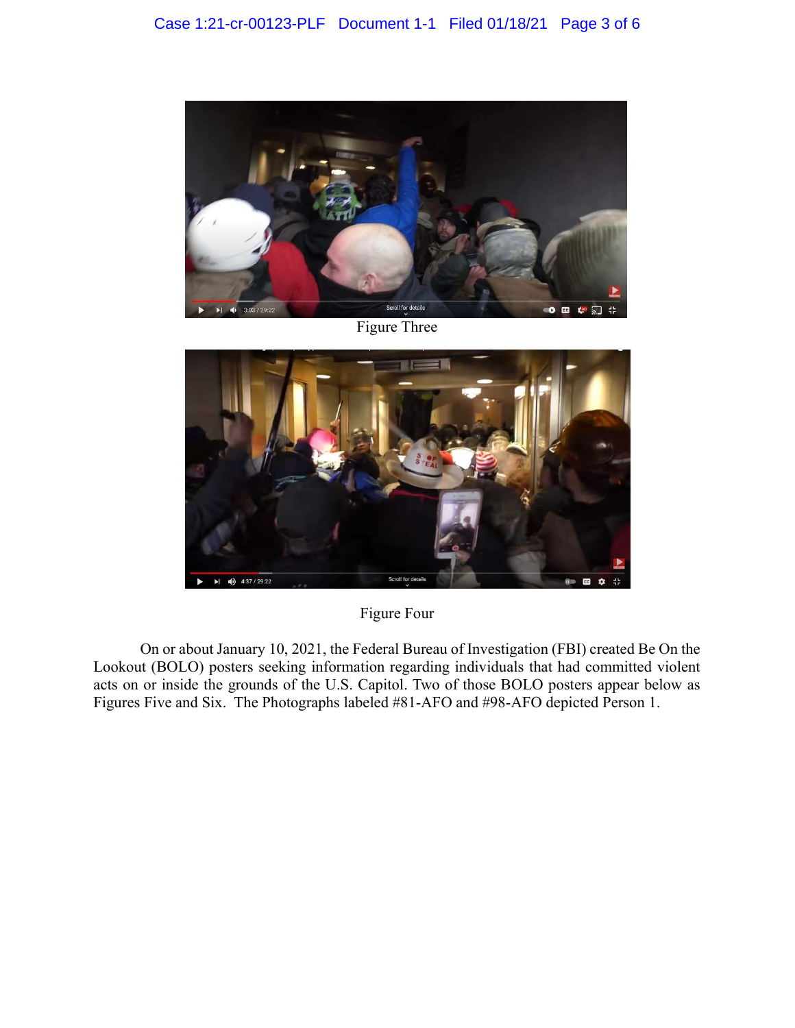Figure Three

Figure Four

On or about January 10, 2021, the Federal Bureau of Investigation (FBI) created Be On the Lookout (BOLO) posters seeking information regarding individuals that had committed violent acts on or inside the grounds of the U.S. Capitol. Two of those BOLO posters appear below as Figures Five and Six. The Photographs labeled #81-AFO and #98-AFO depicted Person 1.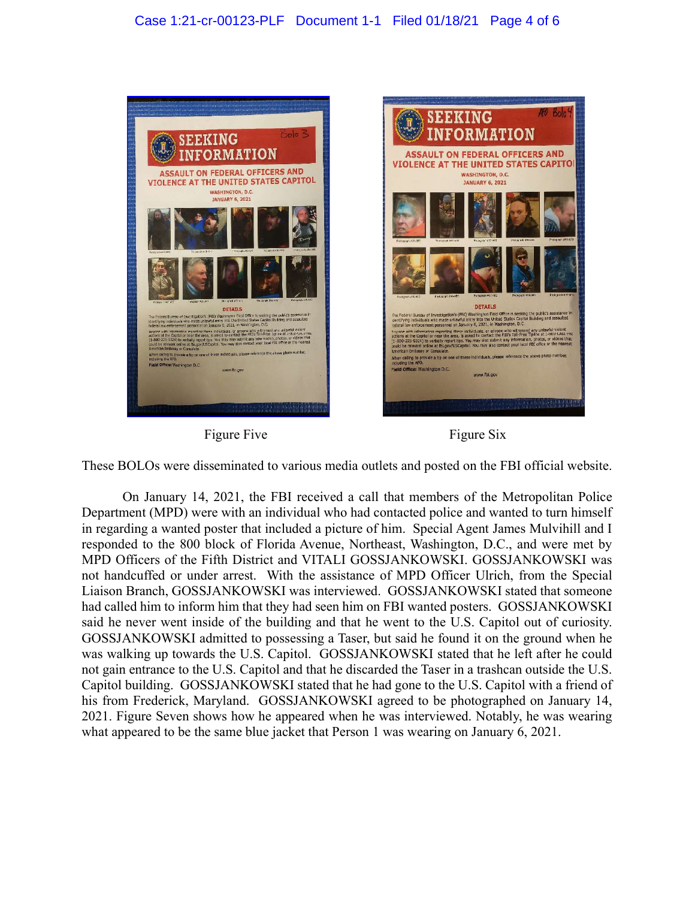Figure Five

Figure Six

These BOLOs were disseminated to various media outlets and posted on the FBI official website.

On January 14, 2021, the FBI received a call that members of the Metropolitan Police Department (MPD) were with an individual who had contacted police and wanted to turn himself in regarding a wanted poster that included a picture of him. Special Agent James Mulvihill and I responded to the 800 block of Florida Avenue, Northeast, Washington, D.C., and were met by MPD Officers of the Fifth District and VITALI GOSSJANKOWSKI. GOSSJANKOWSKI was not handcuffed or under arrest. With the assistance of MPD Officer Ulrich, from the Special Liaison Branch, GOSSJANKOWSKI was interviewed. GOSSJANKOWSKI stated that someone had called him to inform him that they had seen him on FBI wanted posters. GOSSJANKOWSKI said he never went inside of the building and that he went to the U.S. Capitol out of curiosity. GOSSJANKOWSKI admitted to possessing a Taser, but said he found it on the ground when he was walking up towards the U.S. Capitol. GOSSJANKOWSKI stated that he left after he could not gain entrance to the U.S. Capitol and that he discarded the Taser in a trashcan outside the U.S. Capitol building. GOSSJANKOWSKI stated that he had gone to the U.S. Capitol with a friend of his from Frederick, Maryland. GOSSJANKOWSKI agreed to be photographed on January 14, 2021. Figure Seven shows how he appeared when he was interviewed. Notably, he was wearing what appeared to be the same blue jacket that Person 1 was wearing on January 6, 2021.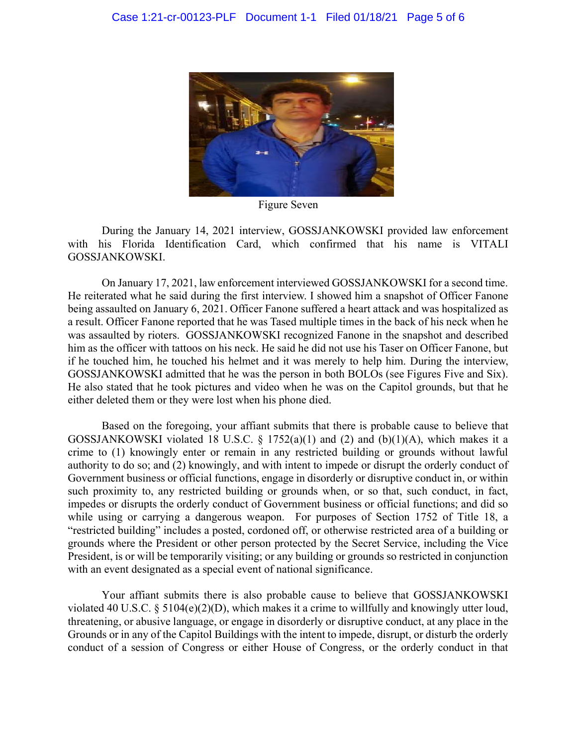Figure Seven

During the January 14, 2021 interview, GOSSJANKOWSKI provided law enforcement with his Florida Identification Card, which confirmed that his name is VITALI GOSSJANKOWSKI.

On January 17, 2021, law enforcement interviewed GOSSJANKOWSKI for a second time. He reiterated what he said during the first interview. I showed him a snapshot of Officer Fanone being assaulted on January 6, 2021. Officer Fanone suffered a heart attack and was hospitalized as a result. Officer Fanone reported that he was Tased multiple times in the back of his neck when he was assaulted by rioters. GOSSJANKOWSKI recognized Fanone in the snapshot and described him as the officer with tattoos on his neck. He said he did not use his Taser on Officer Fanone, but if he touched him, he touched his helmet and it was merely to help him. During the interview, GOSSJANKOWSKI admitted that he was the person in both BOLOs (see Figures Five and Six). He also stated that he took pictures and video when he was on the Capitol grounds, but that he either deleted them or they were lost when his phone died.

Based on the foregoing, your affiant submits that there is probable cause to believe that GOSSJANKOWSKI violated 18 U.S.C. § 1752(a)(1) and (2) and (b)(1)(A), which makes it a crime to (1) knowingly enter or remain in any restricted building or grounds without lawful authority to do so; and (2) knowingly, and with intent to impede or disrupt the orderly conduct of Government business or official functions, engage in disorderly or disruptive conduct in, or within such proximity to, any restricted building or grounds when, or so that, such conduct, in fact, impedes or disrupts the orderly conduct of Government business or official functions; and did so while using or carrying a dangerous weapon. For purposes of Section 1752 of Title 18, a "restricted building" includes a posted, cordoned off, or otherwise restricted area of a building or grounds where the President or other person protected by the Secret Service, including the Vice President, is or will be temporarily visiting; or any building or grounds so restricted in conjunction with an event designated as a special event of national significance.

Your affiant submits there is also probable cause to believe that GOSSJANKOWSKI violated 40 U.S.C. § 5104(e)(2)(D), which makes it a crime to willfully and knowingly utter loud, threatening, or abusive language, or engage in disorderly or disruptive conduct, at any place in the Grounds or in any of the Capitol Buildings with the intent to impede, disrupt, or disturb the orderly conduct of a session of Congress or either House of Congress, or the orderly conduct in that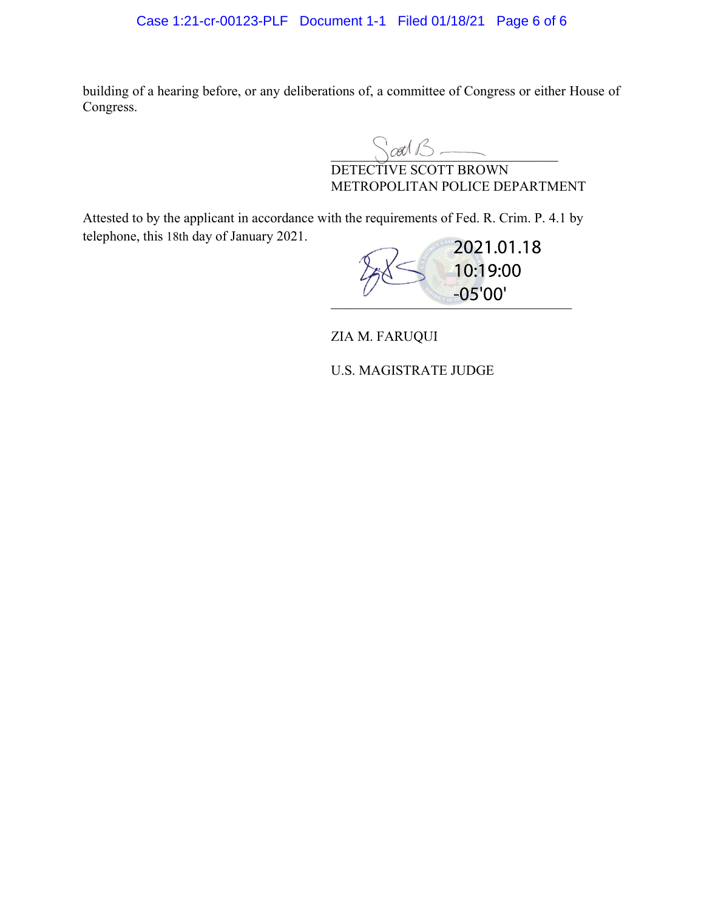building of a hearing before, or any deliberations of, a committee of Congress or either House of Congress.

DETECTIVE SCOTT BROWN
METROPOLITAN POLICE DEPARTMENT

Attested to by the applicant in accordance with the requirements of Fed. R. Crim. P. 4.1 by telephone, this 18th day of January 2021.

2021.01.18
10:19:00
-05'00'

ZIA M. FARUQUI

U.S. MAGISTRATE JUDGE